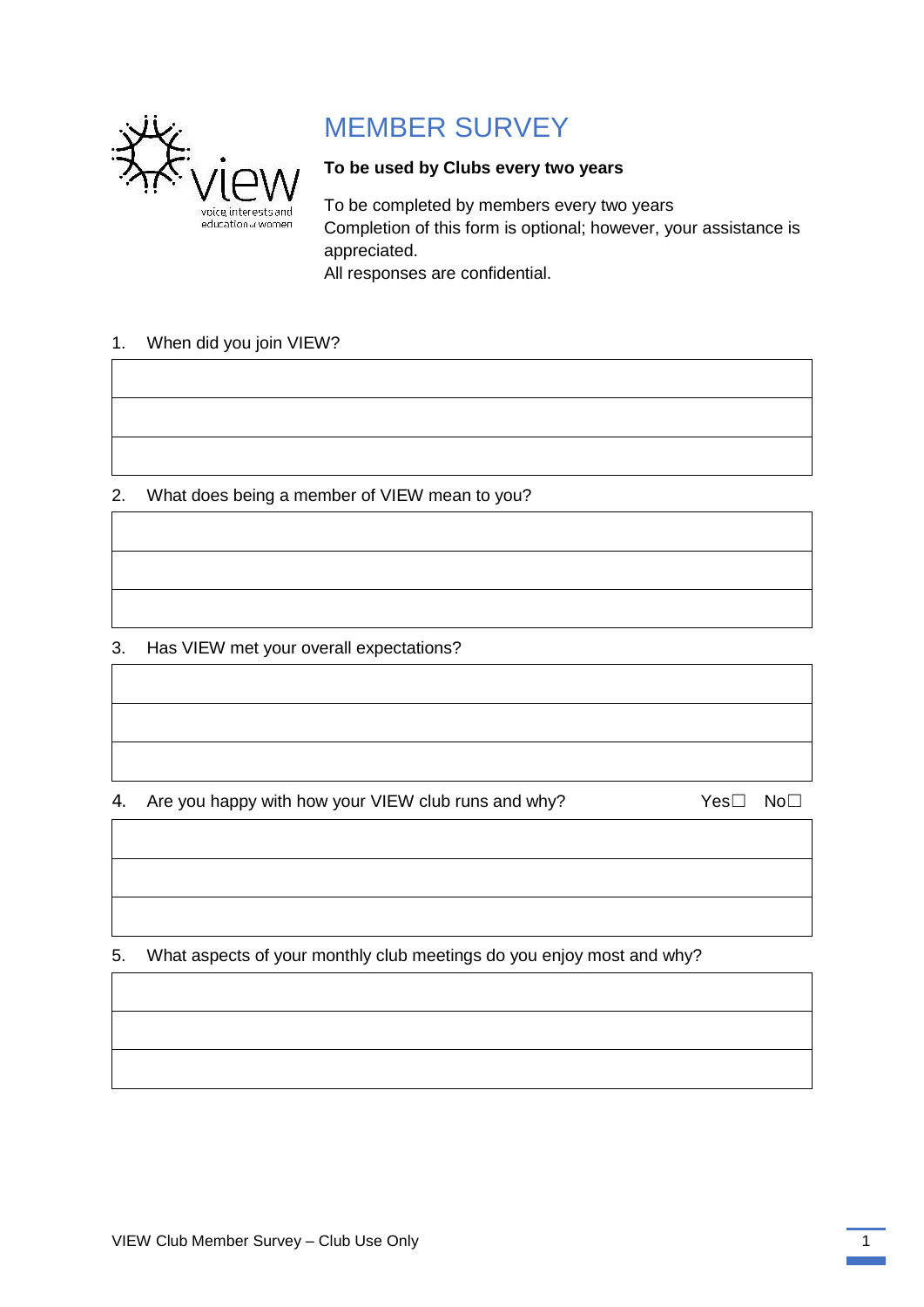# MEMBER SURVEY

**To be used by Clubs every two years**

To be completed by members every two years
Completion of this form is optional; however, your assistance is appreciated.
All responses are confidential.

1. When did you join VIEW?

|  |
|---|
|  |
|  |
|  |

2. What does being a member of VIEW mean to you?

|  |
|---|
|  |
|  |
|  |

3. Has VIEW met your overall expectations?

|  |
|---|
|  |
|  |
|  |

4. Are you happy with how your VIEW club runs and why? Yes☐ No☐

|  |
|---|
|  |
|  |
|  |

5. What aspects of your monthly club meetings do you enjoy most and why?

|  |
|---|
|  |
|  |
|  |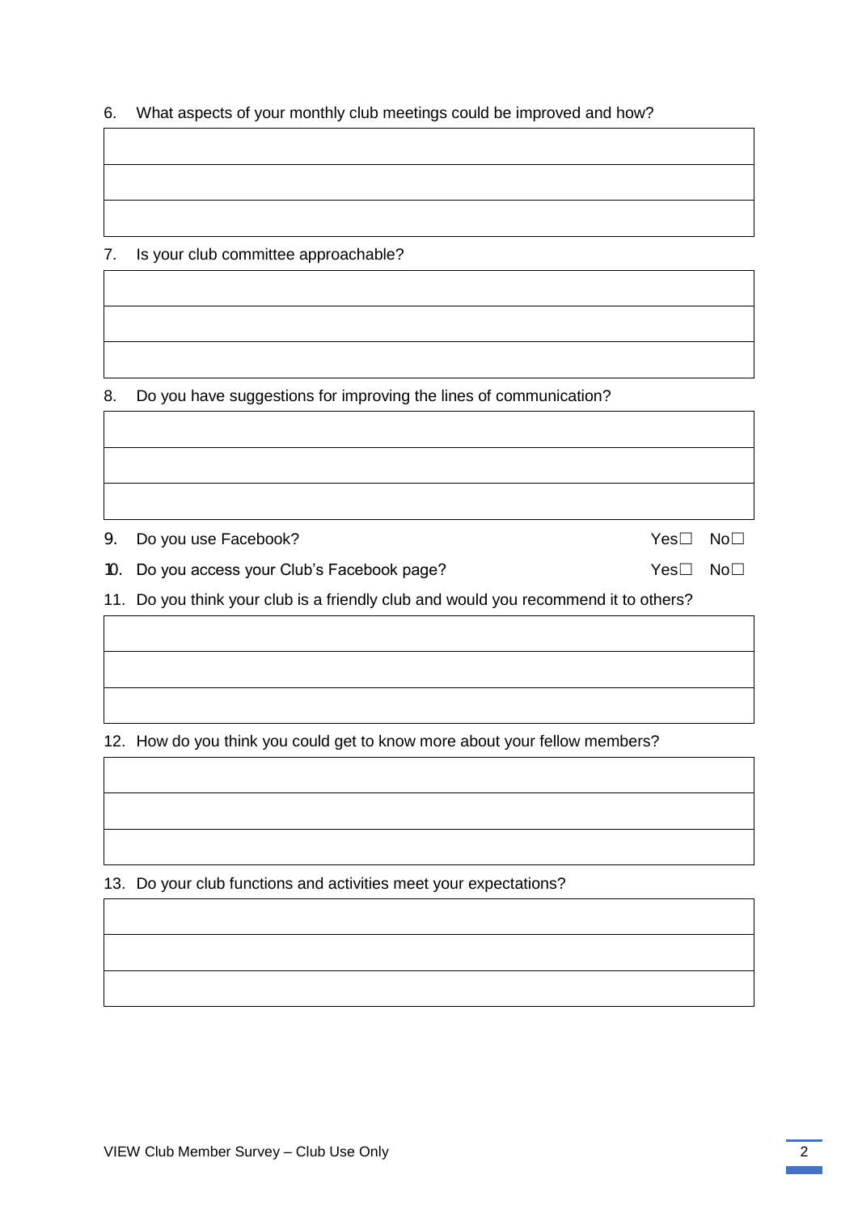6. What aspects of your monthly club meetings could be improved and how?

| |
|---|
| |
| |
| |

7. Is your club committee approachable?

| |
|---|
| |
| |
| |

8. Do you have suggestions for improving the lines of communication?

| |
|---|
| |
| |
| |

9. Do you use Facebook? Yes☐ No☐

10. Do you access your Club's Facebook page? Yes☐ No☐

11. Do you think your club is a friendly club and would you recommend it to others?

| |
|---|
| |
| |
| |

12. How do you think you could get to know more about your fellow members?

| |
|---|
| |
| |
| |

13. Do your club functions and activities meet your expectations?

| |
|---|
| |
| |
| |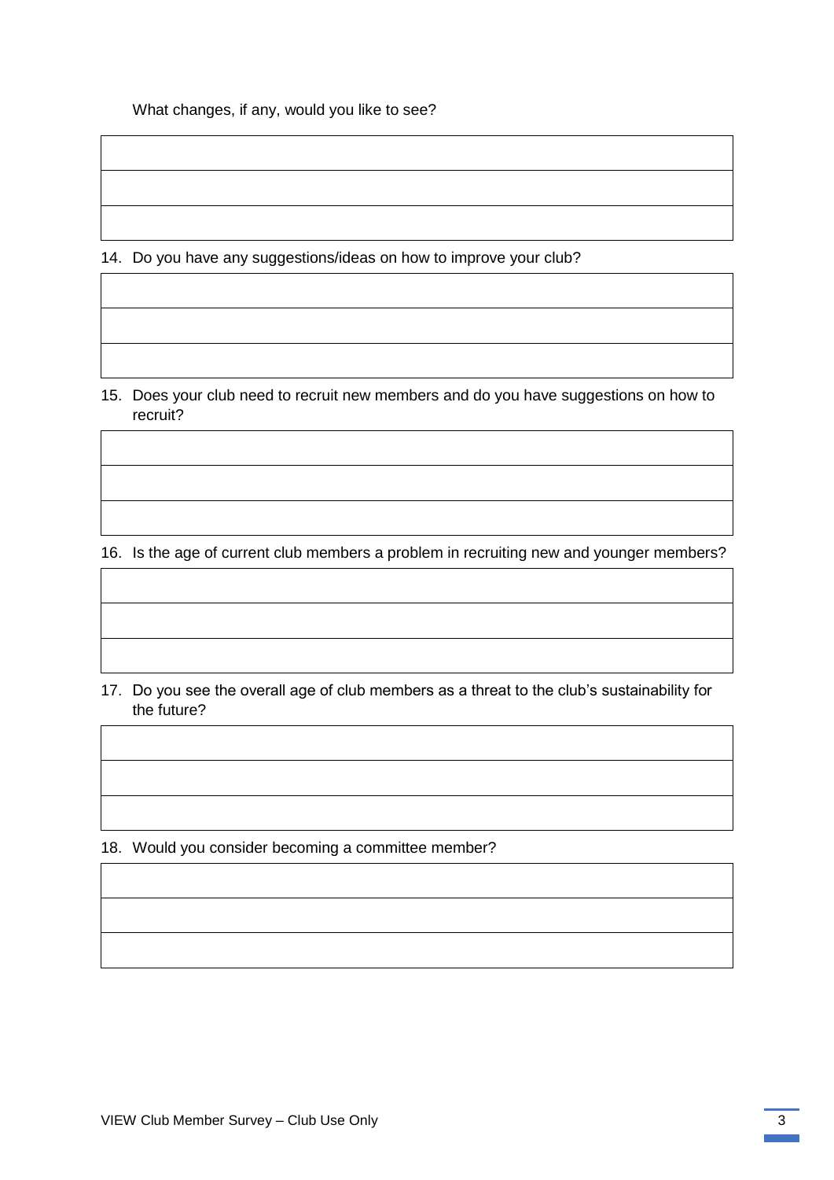What changes, if any, would you like to see?

| |
|---|
| |
| |
| |

14. Do you have any suggestions/ideas on how to improve your club?

| |
|---|
| |
| |
| |

15. Does your club need to recruit new members and do you have suggestions on how to recruit?

| |
|---|
| |
| |
| |

16. Is the age of current club members a problem in recruiting new and younger members?

| |
|---|
| |
| |
| |

17. Do you see the overall age of club members as a threat to the club's sustainability for the future?

| |
|---|
| |
| |
| |

18. Would you consider becoming a committee member?

| |
|---|
| |
| |
| |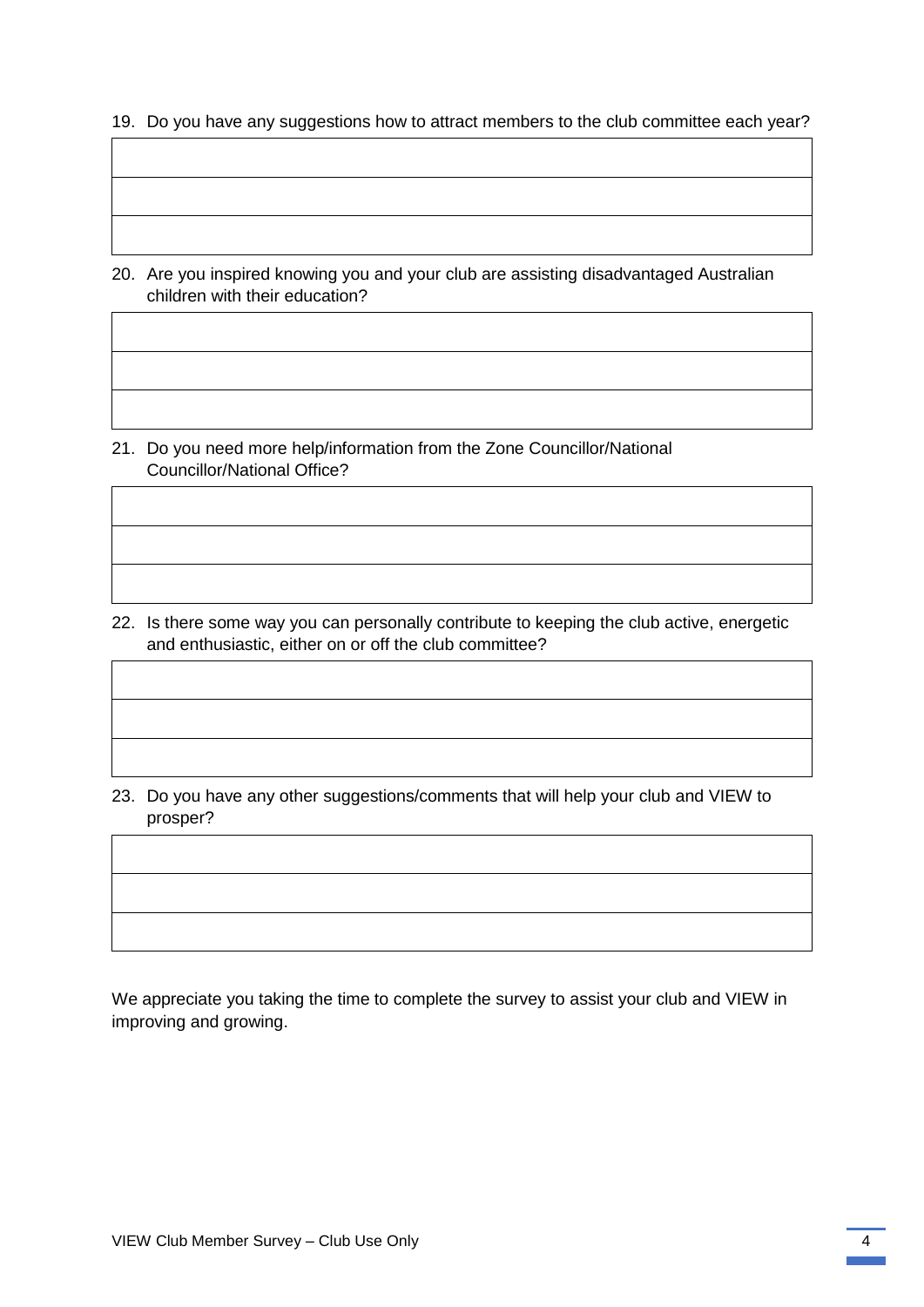19. Do you have any suggestions how to attract members to the club committee each year?

| |
|---|
| |
| |
| |

20. Are you inspired knowing you and your club are assisting disadvantaged Australian children with their education?

| |
|---|
| |
| |
| |

21. Do you need more help/information from the Zone Councillor/National Councillor/National Office?

| |
|---|
| |
| |
| |

22. Is there some way you can personally contribute to keeping the club active, energetic and enthusiastic, either on or off the club committee?

| |
|---|
| |
| |
| |

23. Do you have any other suggestions/comments that will help your club and VIEW to prosper?

| |
|---|
| |
| |
| |

We appreciate you taking the time to complete the survey to assist your club and VIEW in improving and growing.